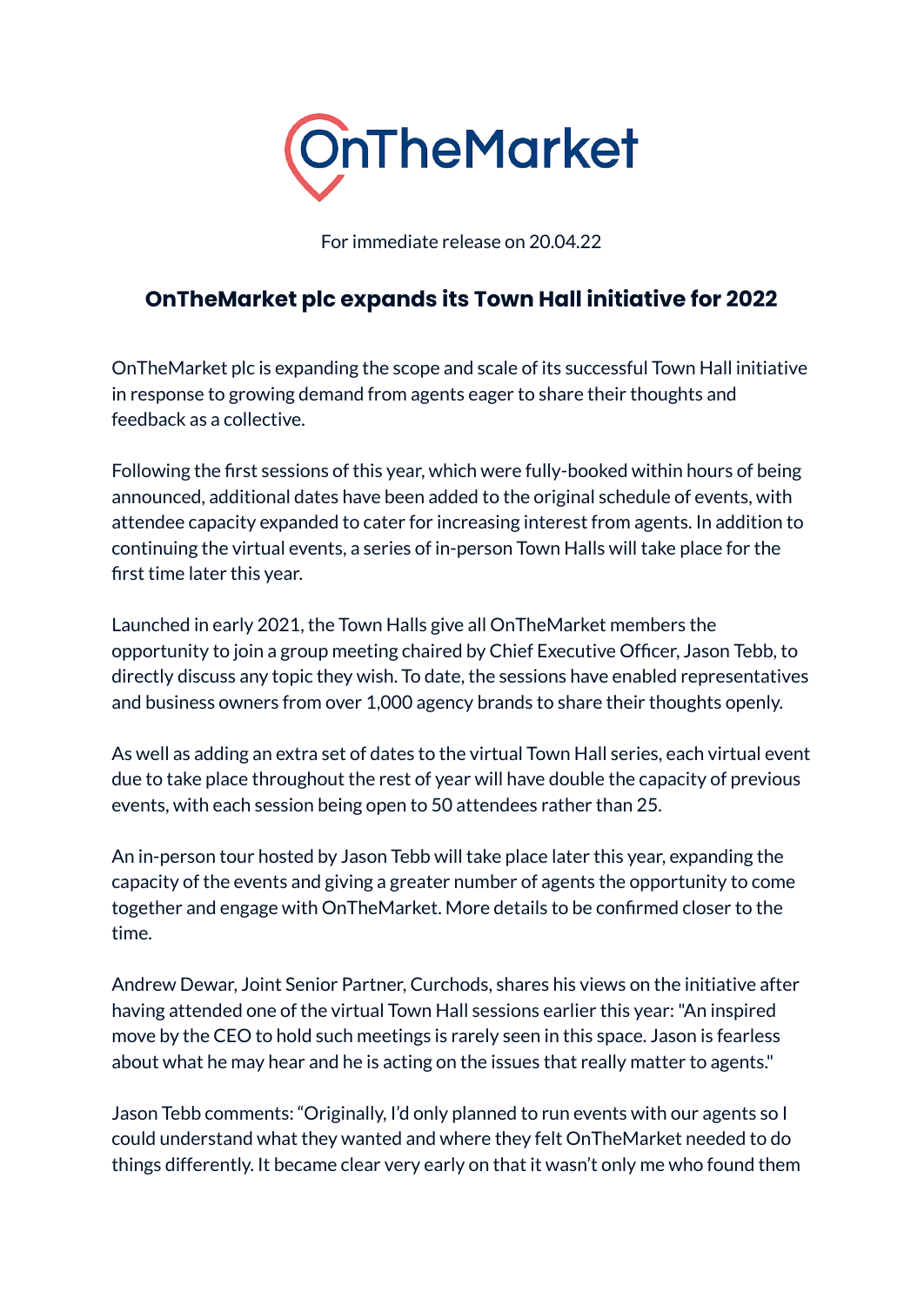OnTheMarket

For immediate release on 20.04.22

# OnTheMarket plc expands its Town Hall initiative for 2022

OnTheMarket plc is expanding the scope and scale of its successful Town Hall initiative in response to growing demand from agents eager to share their thoughts and feedback as a collective.

Following the first sessions of this year, which were fully-booked within hours of being announced, additional dates have been added to the original schedule of events, with attendee capacity expanded to cater for increasing interest from agents. In addition to continuing the virtual events, a series of in-person Town Halls will take place for the first time later this year.

Launched in early 2021, the Town Halls give all OnTheMarket members the opportunity to join a group meeting chaired by Chief Executive Officer, Jason Tebb, to directly discuss any topic they wish. To date, the sessions have enabled representatives and business owners from over 1,000 agency brands to share their thoughts openly.

As well as adding an extra set of dates to the virtual Town Hall series, each virtual event due to take place throughout the rest of year will have double the capacity of previous events, with each session being open to 50 attendees rather than 25.

An in-person tour hosted by Jason Tebb will take place later this year, expanding the capacity of the events and giving a greater number of agents the opportunity to come together and engage with OnTheMarket. More details to be confirmed closer to the time.

Andrew Dewar, Joint Senior Partner, Curchods, shares his views on the initiative after having attended one of the virtual Town Hall sessions earlier this year: "An inspired move by the CEO to hold such meetings is rarely seen in this space. Jason is fearless about what he may hear and he is acting on the issues that really matter to agents."

Jason Tebb comments: "Originally, I'd only planned to run events with our agents so I could understand what they wanted and where they felt OnTheMarket needed to do things differently. It became clear very early on that it wasn't only me who found them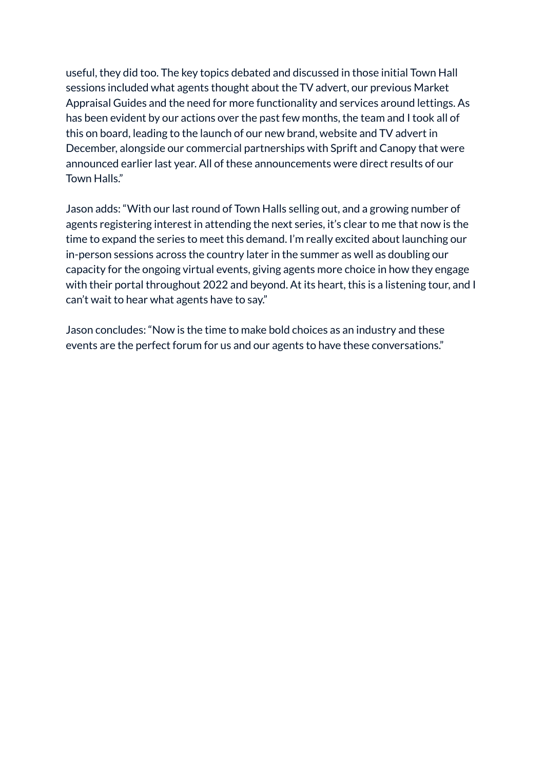useful, they did too. The key topics debated and discussed in those initial Town Hall sessions included what agents thought about the TV advert, our previous Market Appraisal Guides and the need for more functionality and services around lettings. As has been evident by our actions over the past few months, the team and I took all of this on board, leading to the launch of our new brand, website and TV advert in December, alongside our commercial partnerships with Sprift and Canopy that were announced earlier last year. All of these announcements were direct results of our Town Halls."

Jason adds: "With our last round of Town Halls selling out, and a growing number of agents registering interest in attending the next series, it's clear to me that now is the time to expand the series to meet this demand. I'm really excited about launching our in-person sessions across the country later in the summer as well as doubling our capacity for the ongoing virtual events, giving agents more choice in how they engage with their portal throughout 2022 and beyond. At its heart, this is a listening tour, and I can't wait to hear what agents have to say."

Jason concludes: "Now is the time to make bold choices as an industry and these events are the perfect forum for us and our agents to have these conversations."